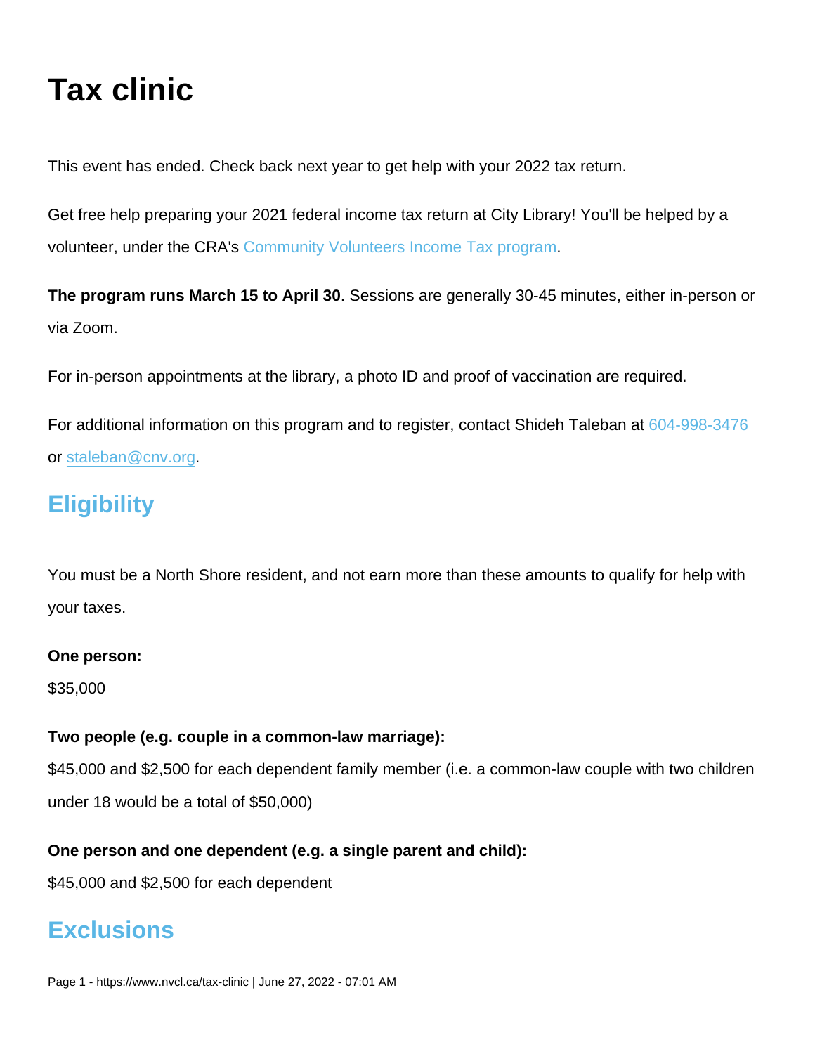# Tax clinic

This event has ended. Check back next year to get help with your 2022 tax return.

Get free help preparing your 2021 federal income tax return at City Library! You'll be helped by a volunteer, under the CRA's [Community Volunteers Income Tax program](#).

**The program runs March 15 to April 30**. Sessions are generally 30-45 minutes, either in-person or via Zoom.

For in-person appointments at the library, a photo ID and proof of vaccination are required.

For additional information on this program and to register, contact Shideh Taleban at 604-998-3476 or staleban@cnv.org.

## Eligibility

You must be a North Shore resident, and not earn more than these amounts to qualify for help with your taxes.

**One person:**

$35,000

**Two people (e.g. couple in a common-law marriage):**

$45,000 and $2,500 for each dependent family member (i.e. a common-law couple with two children under 18 would be a total of $50,000)

**One person and one dependent (e.g. a single parent and child):**

$45,000 and $2,500 for each dependent

## Exclusions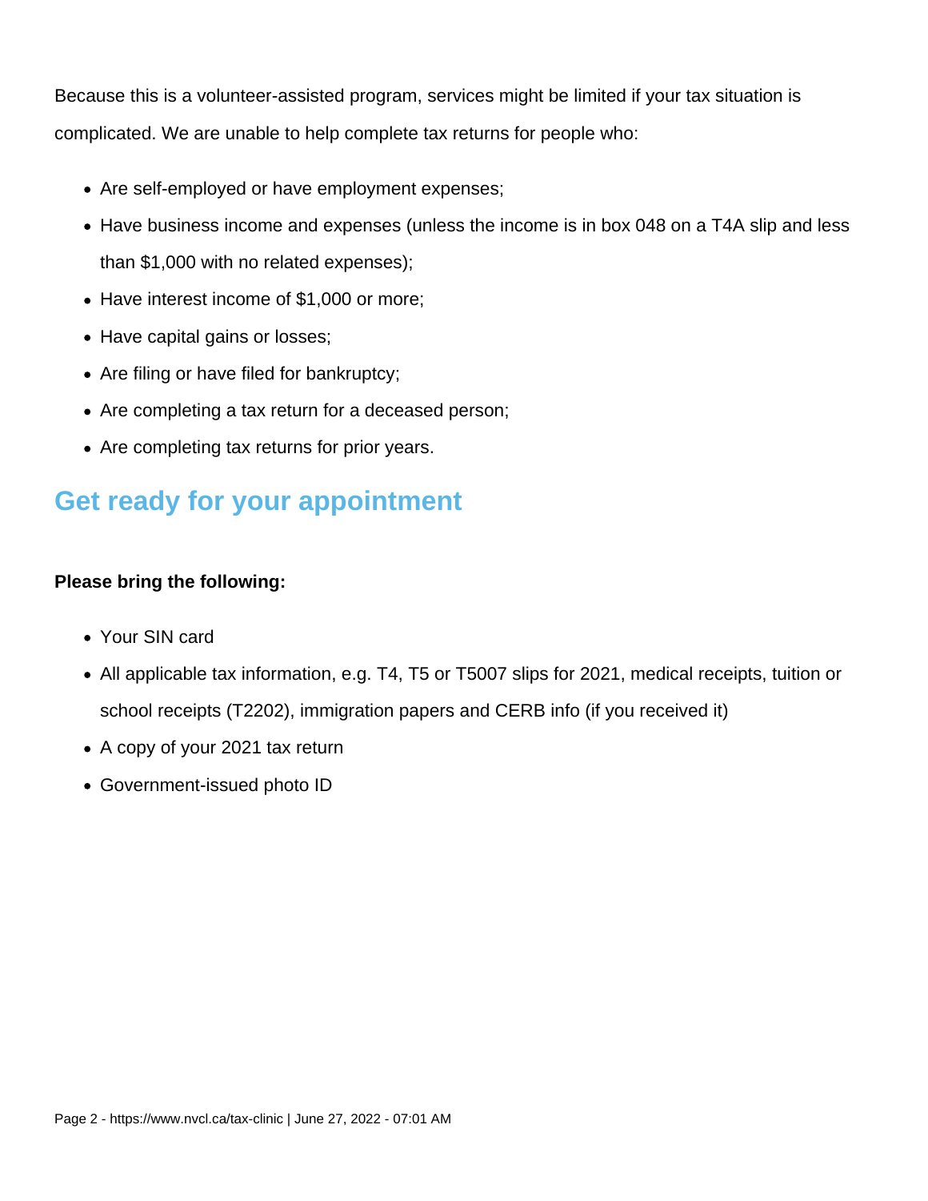Because this is a volunteer-assisted program, services might be limited if your tax situation is complicated. We are unable to help complete tax returns for people who:

- Are self-employed or have employment expenses;
- Have business income and expenses (unless the income is in box 048 on a T4A slip and less than $1,000 with no related expenses);
- Have interest income of $1,000 or more;
- Have capital gains or losses;
- Are filing or have filed for bankruptcy;
- Are completing a tax return for a deceased person;
- Are completing tax returns for prior years.

## Get ready for your appointment

**Please bring the following:**

- Your SIN card
- All applicable tax information, e.g. T4, T5 or T5007 slips for 2021, medical receipts, tuition or school receipts (T2202), immigration papers and CERB info (if you received it)
- A copy of your 2021 tax return
- Government-issued photo ID